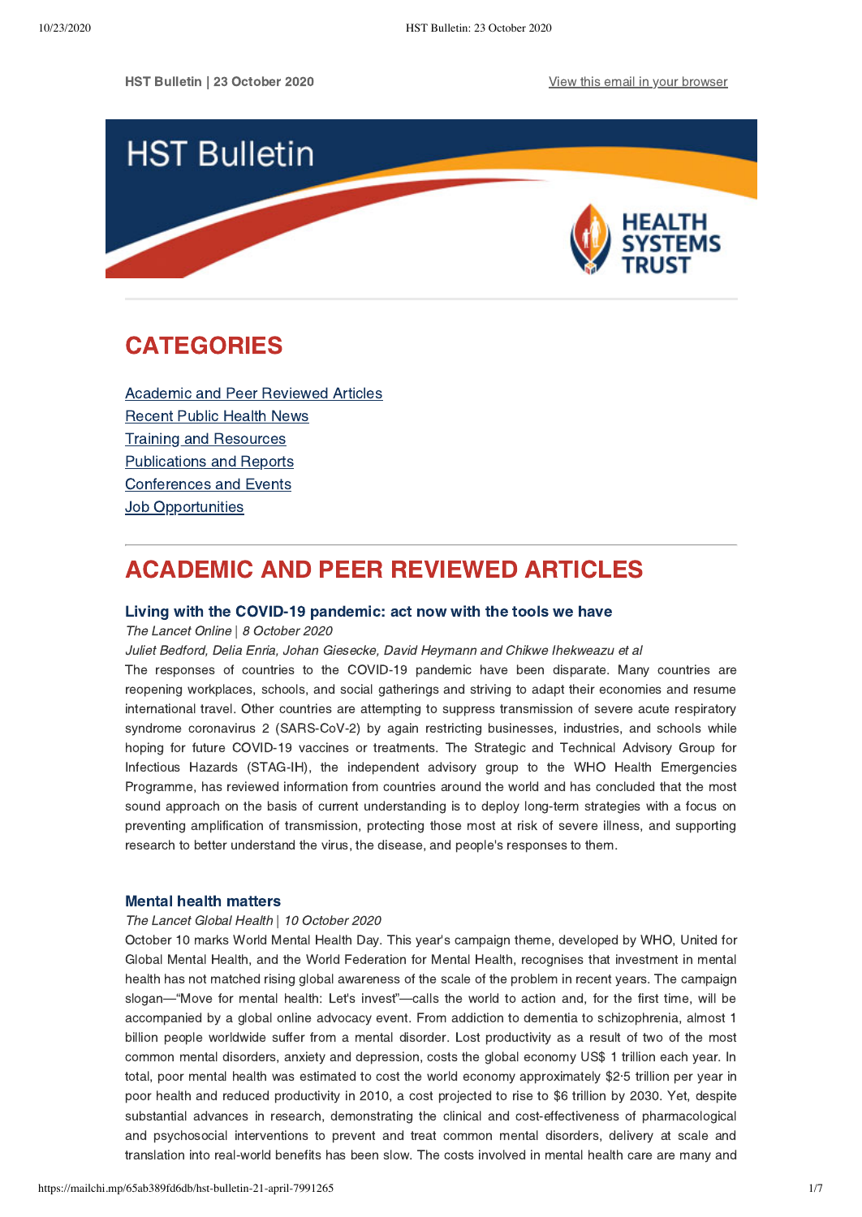HST Bulletin | 23 October 2020

View this email in your browser

# HST Bulletin

HEALTH SYSTEMS TRUST

## CATEGORIES

Academic and Peer Reviewed Articles
Recent Public Health News
Training and Resources
Publications and Reports
Conferences and Events
Job Opportunities

## ACADEMIC AND PEER REVIEWED ARTICLES

### Living with the COVID-19 pandemic: act now with the tools we have

*The Lancet Online* | *8 October 2020*

*Juliet Bedford, Delia Enria, Johan Giesecke, David Heymann and Chikwe Ihekweazu et al*

The responses of countries to the COVID-19 pandemic have been disparate. Many countries are reopening workplaces, schools, and social gatherings and striving to adapt their economies and resume international travel. Other countries are attempting to suppress transmission of severe acute respiratory syndrome coronavirus 2 (SARS-CoV-2) by again restricting businesses, industries, and schools while hoping for future COVID-19 vaccines or treatments. The Strategic and Technical Advisory Group for Infectious Hazards (STAG-IH), the independent advisory group to the WHO Health Emergencies Programme, has reviewed information from countries around the world and has concluded that the most sound approach on the basis of current understanding is to deploy long-term strategies with a focus on preventing amplification of transmission, protecting those most at risk of severe illness, and supporting research to better understand the virus, the disease, and people's responses to them.

### Mental health matters

*The Lancet Global Health* | *10 October 2020*

October 10 marks World Mental Health Day. This year's campaign theme, developed by WHO, United for Global Mental Health, and the World Federation for Mental Health, recognises that investment in mental health has not matched rising global awareness of the scale of the problem in recent years. The campaign slogan—"Move for mental health: Let's invest"—calls the world to action and, for the first time, will be accompanied by a global online advocacy event. From addiction to dementia to schizophrenia, almost 1 billion people worldwide suffer from a mental disorder. Lost productivity as a result of two of the most common mental disorders, anxiety and depression, costs the global economy US$ 1 trillion each year. In total, poor mental health was estimated to cost the world economy approximately $2·5 trillion per year in poor health and reduced productivity in 2010, a cost projected to rise to $6 trillion by 2030. Yet, despite substantial advances in research, demonstrating the clinical and cost-effectiveness of pharmacological and psychosocial interventions to prevent and treat common mental disorders, delivery at scale and translation into real-world benefits has been slow. The costs involved in mental health care are many and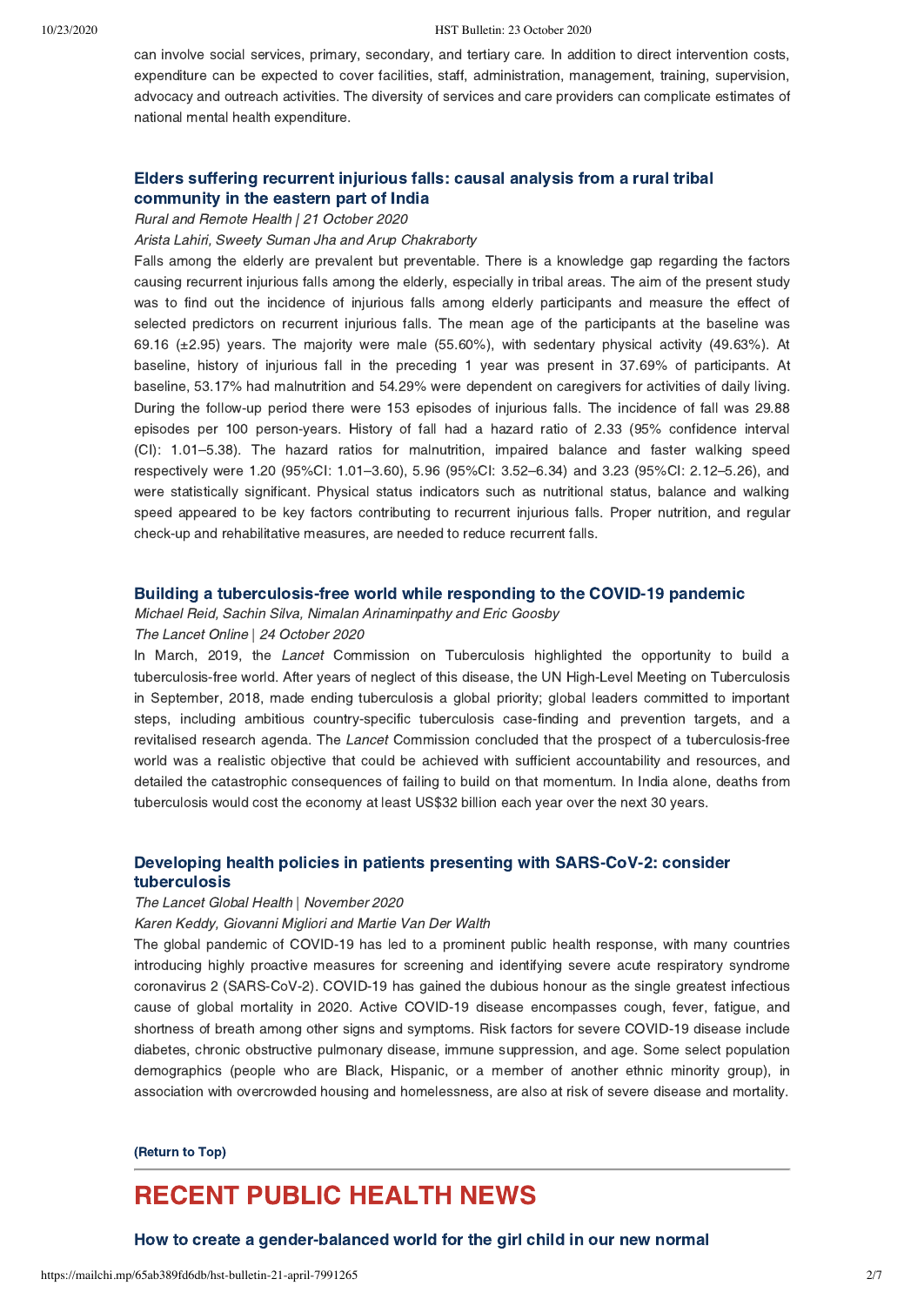can involve social services, primary, secondary, and tertiary care. In addition to direct intervention costs, expenditure can be expected to cover facilities, staff, administration, management, training, supervision, advocacy and outreach activities. The diversity of services and care providers can complicate estimates of national mental health expenditure.

### Elders suffering recurrent injurious falls: causal analysis from a rural tribal community in the eastern part of India

*Rural and Remote Health | 21 October 2020*

*Arista Lahiri, Sweety Suman Jha and Arup Chakraborty*

Falls among the elderly are prevalent but preventable. There is a knowledge gap regarding the factors causing recurrent injurious falls among the elderly, especially in tribal areas. The aim of the present study was to find out the incidence of injurious falls among elderly participants and measure the effect of selected predictors on recurrent injurious falls. The mean age of the participants at the baseline was 69.16 (±2.95) years. The majority were male (55.60%), with sedentary physical activity (49.63%). At baseline, history of injurious fall in the preceding 1 year was present in 37.69% of participants. At baseline, 53.17% had malnutrition and 54.29% were dependent on caregivers for activities of daily living. During the follow-up period there were 153 episodes of injurious falls. The incidence of fall was 29.88 episodes per 100 person-years. History of fall had a hazard ratio of 2.33 (95% confidence interval (CI): 1.01–5.38). The hazard ratios for malnutrition, impaired balance and faster walking speed respectively were 1.20 (95%CI: 1.01–3.60), 5.96 (95%CI: 3.52–6.34) and 3.23 (95%CI: 2.12–5.26), and were statistically significant. Physical status indicators such as nutritional status, balance and walking speed appeared to be key factors contributing to recurrent injurious falls. Proper nutrition, and regular check-up and rehabilitative measures, are needed to reduce recurrent falls.

### Building a tuberculosis-free world while responding to the COVID-19 pandemic

*Michael Reid, Sachin Silva, Nimalan Arinaminpathy and Eric Goosby*

*The Lancet Online | 24 October 2020*

In March, 2019, the *Lancet* Commission on Tuberculosis highlighted the opportunity to build a tuberculosis-free world. After years of neglect of this disease, the UN High-Level Meeting on Tuberculosis in September, 2018, made ending tuberculosis a global priority; global leaders committed to important steps, including ambitious country-specific tuberculosis case-finding and prevention targets, and a revitalised research agenda. The *Lancet* Commission concluded that the prospect of a tuberculosis-free world was a realistic objective that could be achieved with sufficient accountability and resources, and detailed the catastrophic consequences of failing to build on that momentum. In India alone, deaths from tuberculosis would cost the economy at least US$32 billion each year over the next 30 years.

### Developing health policies in patients presenting with SARS-CoV-2: consider tuberculosis

*The Lancet Global Health | November 2020*

*Karen Keddy, Giovanni Migliori and Martie Van Der Walth*

The global pandemic of COVID-19 has led to a prominent public health response, with many countries introducing highly proactive measures for screening and identifying severe acute respiratory syndrome coronavirus 2 (SARS-CoV-2). COVID-19 has gained the dubious honour as the single greatest infectious cause of global mortality in 2020. Active COVID-19 disease encompasses cough, fever, fatigue, and shortness of breath among other signs and symptoms. Risk factors for severe COVID-19 disease include diabetes, chronic obstructive pulmonary disease, immune suppression, and age. Some select population demographics (people who are Black, Hispanic, or a member of another ethnic minority group), in association with overcrowded housing and homelessness, are also at risk of severe disease and mortality.

**(Return to Top)**

## RECENT PUBLIC HEALTH NEWS

### How to create a gender-balanced world for the girl child in our new normal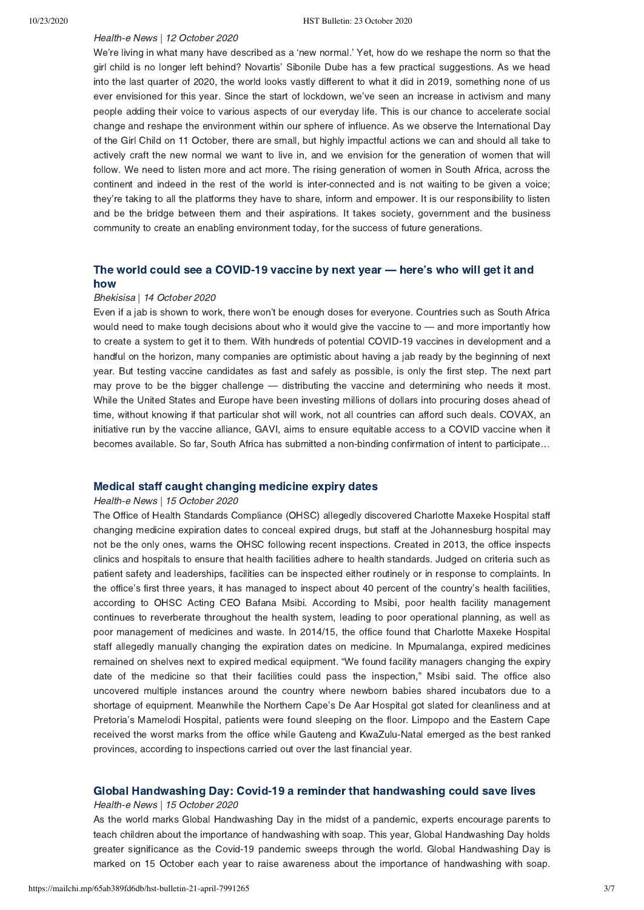*Health-e News | 12 October 2020*

We're living in what many have described as a 'new normal.' Yet, how do we reshape the norm so that the girl child is no longer left behind? Novartis' Sibonile Dube has a few practical suggestions. As we head into the last quarter of 2020, the world looks vastly different to what it did in 2019, something none of us ever envisioned for this year. Since the start of lockdown, we've seen an increase in activism and many people adding their voice to various aspects of our everyday life. This is our chance to accelerate social change and reshape the environment within our sphere of influence. As we observe the International Day of the Girl Child on 11 October, there are small, but highly impactful actions we can and should all take to actively craft the new normal we want to live in, and we envision for the generation of women that will follow. We need to listen more and act more. The rising generation of women in South Africa, across the continent and indeed in the rest of the world is inter-connected and is not waiting to be given a voice; they're taking to all the platforms they have to share, inform and empower. It is our responsibility to listen and be the bridge between them and their aspirations. It takes society, government and the business community to create an enabling environment today, for the success of future generations.

### The world could see a COVID-19 vaccine by next year — here's who will get it and how

*Bhekisisa | 14 October 2020*

Even if a jab is shown to work, there won't be enough doses for everyone. Countries such as South Africa would need to make tough decisions about who it would give the vaccine to — and more importantly how to create a system to get it to them. With hundreds of potential COVID-19 vaccines in development and a handful on the horizon, many companies are optimistic about having a jab ready by the beginning of next year. But testing vaccine candidates as fast and safely as possible, is only the first step. The next part may prove to be the bigger challenge — distributing the vaccine and determining who needs it most. While the United States and Europe have been investing millions of dollars into procuring doses ahead of time, without knowing if that particular shot will work, not all countries can afford such deals. COVAX, an initiative run by the vaccine alliance, GAVI, aims to ensure equitable access to a COVID vaccine when it becomes available. So far, South Africa has submitted a non-binding confirmation of intent to participate…

### Medical staff caught changing medicine expiry dates

*Health-e News | 15 October 2020*

The Office of Health Standards Compliance (OHSC) allegedly discovered Charlotte Maxeke Hospital staff changing medicine expiration dates to conceal expired drugs, but staff at the Johannesburg hospital may not be the only ones, warns the OHSC following recent inspections. Created in 2013, the office inspects clinics and hospitals to ensure that health facilities adhere to health standards. Judged on criteria such as patient safety and leaderships, facilities can be inspected either routinely or in response to complaints. In the office's first three years, it has managed to inspect about 40 percent of the country's health facilities, according to OHSC Acting CEO Bafana Msibi. According to Msibi, poor health facility management continues to reverberate throughout the health system, leading to poor operational planning, as well as poor management of medicines and waste. In 2014/15, the office found that Charlotte Maxeke Hospital staff allegedly manually changing the expiration dates on medicine. In Mpumalanga, expired medicines remained on shelves next to expired medical equipment. "We found facility managers changing the expiry date of the medicine so that their facilities could pass the inspection," Msibi said. The office also uncovered multiple instances around the country where newborn babies shared incubators due to a shortage of equipment. Meanwhile the Northern Cape's De Aar Hospital got slated for cleanliness and at Pretoria's Mamelodi Hospital, patients were found sleeping on the floor. Limpopo and the Eastern Cape received the worst marks from the office while Gauteng and KwaZulu-Natal emerged as the best ranked provinces, according to inspections carried out over the last financial year.

### Global Handwashing Day: Covid-19 a reminder that handwashing could save lives

*Health-e News | 15 October 2020*

As the world marks Global Handwashing Day in the midst of a pandemic, experts encourage parents to teach children about the importance of handwashing with soap. This year, Global Handwashing Day holds greater significance as the Covid-19 pandemic sweeps through the world. Global Handwashing Day is marked on 15 October each year to raise awareness about the importance of handwashing with soap.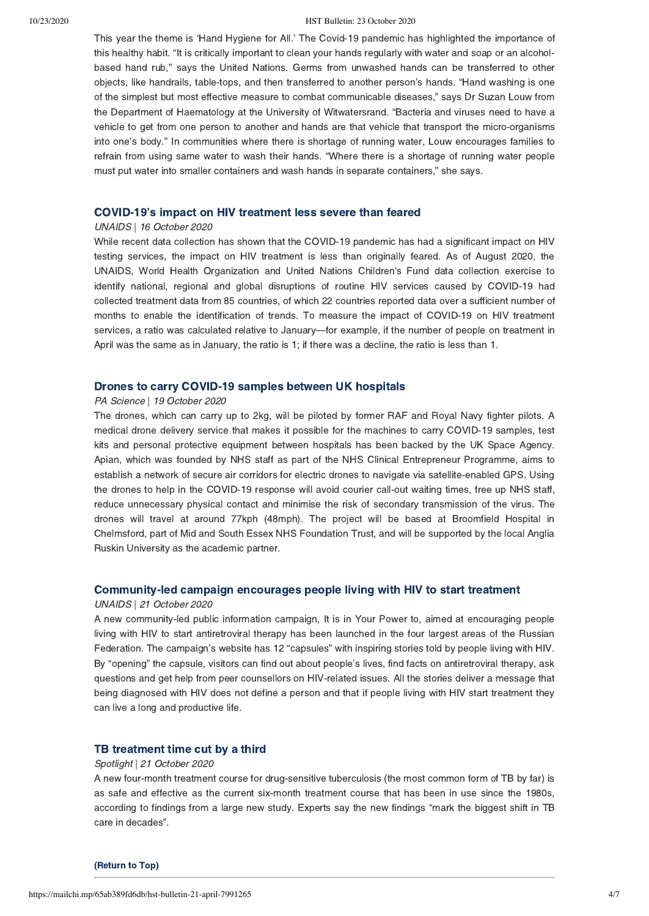This year the theme is 'Hand Hygiene for All.' The Covid-19 pandemic has highlighted the importance of this healthy habit. "It is critically important to clean your hands regularly with water and soap or an alcohol-based hand rub," says the United Nations. Germs from unwashed hands can be transferred to other objects, like handrails, table-tops, and then transferred to another person's hands. "Hand washing is one of the simplest but most effective measure to combat communicable diseases," says Dr Suzan Louw from the Department of Haematology at the University of Witwatersrand. "Bacteria and viruses need to have a vehicle to get from one person to another and hands are that vehicle that transport the micro-organisms into one's body." In communities where there is shortage of running water, Louw encourages families to refrain from using same water to wash their hands. "Where there is a shortage of running water people must put water into smaller containers and wash hands in separate containers," she says.

### COVID-19's impact on HIV treatment less severe than feared

*UNAIDS | 16 October 2020*

While recent data collection has shown that the COVID-19 pandemic has had a significant impact on HIV testing services, the impact on HIV treatment is less than originally feared. As of August 2020, the UNAIDS, World Health Organization and United Nations Children's Fund data collection exercise to identify national, regional and global disruptions of routine HIV services caused by COVID-19 had collected treatment data from 85 countries, of which 22 countries reported data over a sufficient number of months to enable the identification of trends. To measure the impact of COVID-19 on HIV treatment services, a ratio was calculated relative to January—for example, if the number of people on treatment in April was the same as in January, the ratio is 1; if there was a decline, the ratio is less than 1.

### Drones to carry COVID-19 samples between UK hospitals

*PA Science | 19 October 2020*

The drones, which can carry up to 2kg, will be piloted by former RAF and Royal Navy fighter pilots. A medical drone delivery service that makes it possible for the machines to carry COVID-19 samples, test kits and personal protective equipment between hospitals has been backed by the UK Space Agency. Apian, which was founded by NHS staff as part of the NHS Clinical Entrepreneur Programme, aims to establish a network of secure air corridors for electric drones to navigate via satellite-enabled GPS. Using the drones to help in the COVID-19 response will avoid courier call-out waiting times, free up NHS staff, reduce unnecessary physical contact and minimise the risk of secondary transmission of the virus. The drones will travel at around 77kph (48mph). The project will be based at Broomfield Hospital in Chelmsford, part of Mid and South Essex NHS Foundation Trust, and will be supported by the local Anglia Ruskin University as the academic partner.

### Community-led campaign encourages people living with HIV to start treatment

*UNAIDS | 21 October 2020*

A new community-led public information campaign, It is in Your Power to, aimed at encouraging people living with HIV to start antiretroviral therapy has been launched in the four largest areas of the Russian Federation. The campaign's website has 12 "capsules" with inspiring stories told by people living with HIV. By "opening" the capsule, visitors can find out about people's lives, find facts on antiretroviral therapy, ask questions and get help from peer counsellors on HIV-related issues. All the stories deliver a message that being diagnosed with HIV does not define a person and that if people living with HIV start treatment they can live a long and productive life.

### TB treatment time cut by a third

*Spotlight | 21 October 2020*

A new four-month treatment course for drug-sensitive tuberculosis (the most common form of TB by far) is as safe and effective as the current six-month treatment course that has been in use since the 1980s, according to findings from a large new study. Experts say the new findings "mark the biggest shift in TB care in decades".

**(Return to Top)**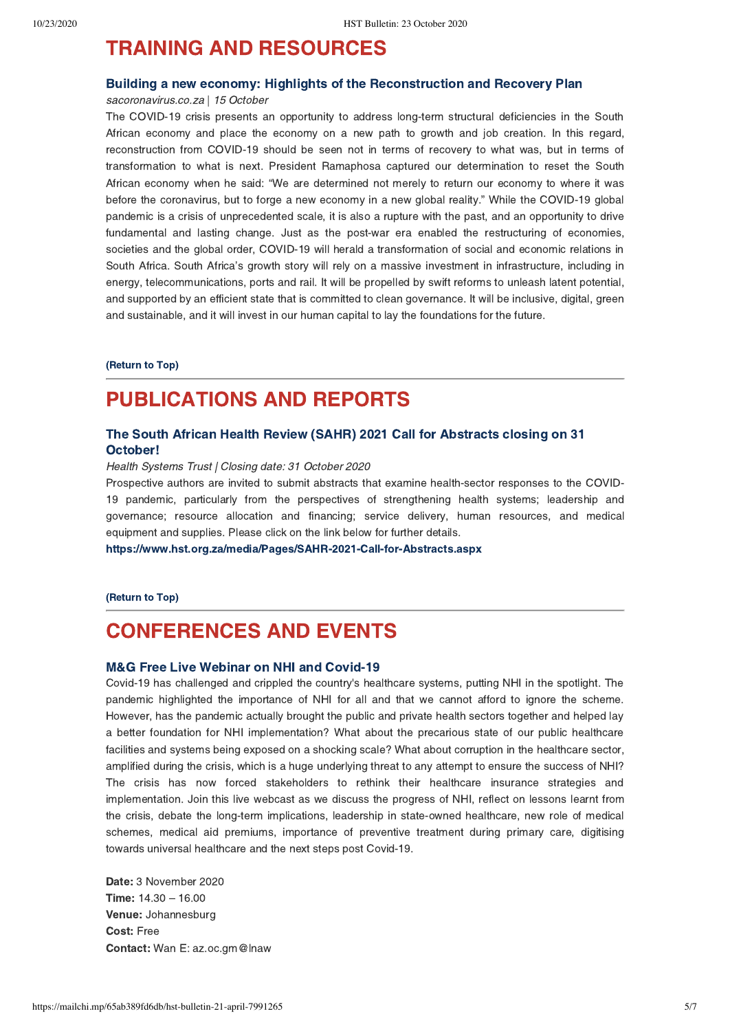# TRAINING AND RESOURCES

### Building a new economy: Highlights of the Reconstruction and Recovery Plan

*sacoronavirus.co.za | 15 October*

The COVID-19 crisis presents an opportunity to address long-term structural deficiencies in the South African economy and place the economy on a new path to growth and job creation. In this regard, reconstruction from COVID-19 should be seen not in terms of recovery to what was, but in terms of transformation to what is next. President Ramaphosa captured our determination to reset the South African economy when he said: "We are determined not merely to return our economy to where it was before the coronavirus, but to forge a new economy in a new global reality." While the COVID-19 global pandemic is a crisis of unprecedented scale, it is also a rupture with the past, and an opportunity to drive fundamental and lasting change. Just as the post-war era enabled the restructuring of economies, societies and the global order, COVID-19 will herald a transformation of social and economic relations in South Africa. South Africa's growth story will rely on a massive investment in infrastructure, including in energy, telecommunications, ports and rail. It will be propelled by swift reforms to unleash latent potential, and supported by an efficient state that is committed to clean governance. It will be inclusive, digital, green and sustainable, and it will invest in our human capital to lay the foundations for the future.

**(Return to Top)**

---

# PUBLICATIONS AND REPORTS

### The South African Health Review (SAHR) 2021 Call for Abstracts closing on 31 October!

*Health Systems Trust | Closing date: 31 October 2020*

Prospective authors are invited to submit abstracts that examine health-sector responses to the COVID-19 pandemic, particularly from the perspectives of strengthening health systems; leadership and governance; resource allocation and financing; service delivery, human resources, and medical equipment and supplies. Please click on the link below for further details.

**https://www.hst.org.za/media/Pages/SAHR-2021-Call-for-Abstracts.aspx**

**(Return to Top)**

---

# CONFERENCES AND EVENTS

### M&G Free Live Webinar on NHI and Covid-19

Covid-19 has challenged and crippled the country's healthcare systems, putting NHI in the spotlight. The pandemic highlighted the importance of NHI for all and that we cannot afford to ignore the scheme. However, has the pandemic actually brought the public and private health sectors together and helped lay a better foundation for NHI implementation? What about the precarious state of our public healthcare facilities and systems being exposed on a shocking scale? What about corruption in the healthcare sector, amplified during the crisis, which is a huge underlying threat to any attempt to ensure the success of NHI? The crisis has now forced stakeholders to rethink their healthcare insurance strategies and implementation. Join this live webcast as we discuss the progress of NHI, reflect on lessons learnt from the crisis, debate the long-term implications, leadership in state-owned healthcare, new role of medical schemes, medical aid premiums, importance of preventive treatment during primary care, digitising towards universal healthcare and the next steps post Covid-19.

**Date:** 3 November 2020
**Time:** 14.30 – 16.00
**Venue:** Johannesburg
**Cost:** Free
**Contact:** Wan E: az.oc.gm@lnaw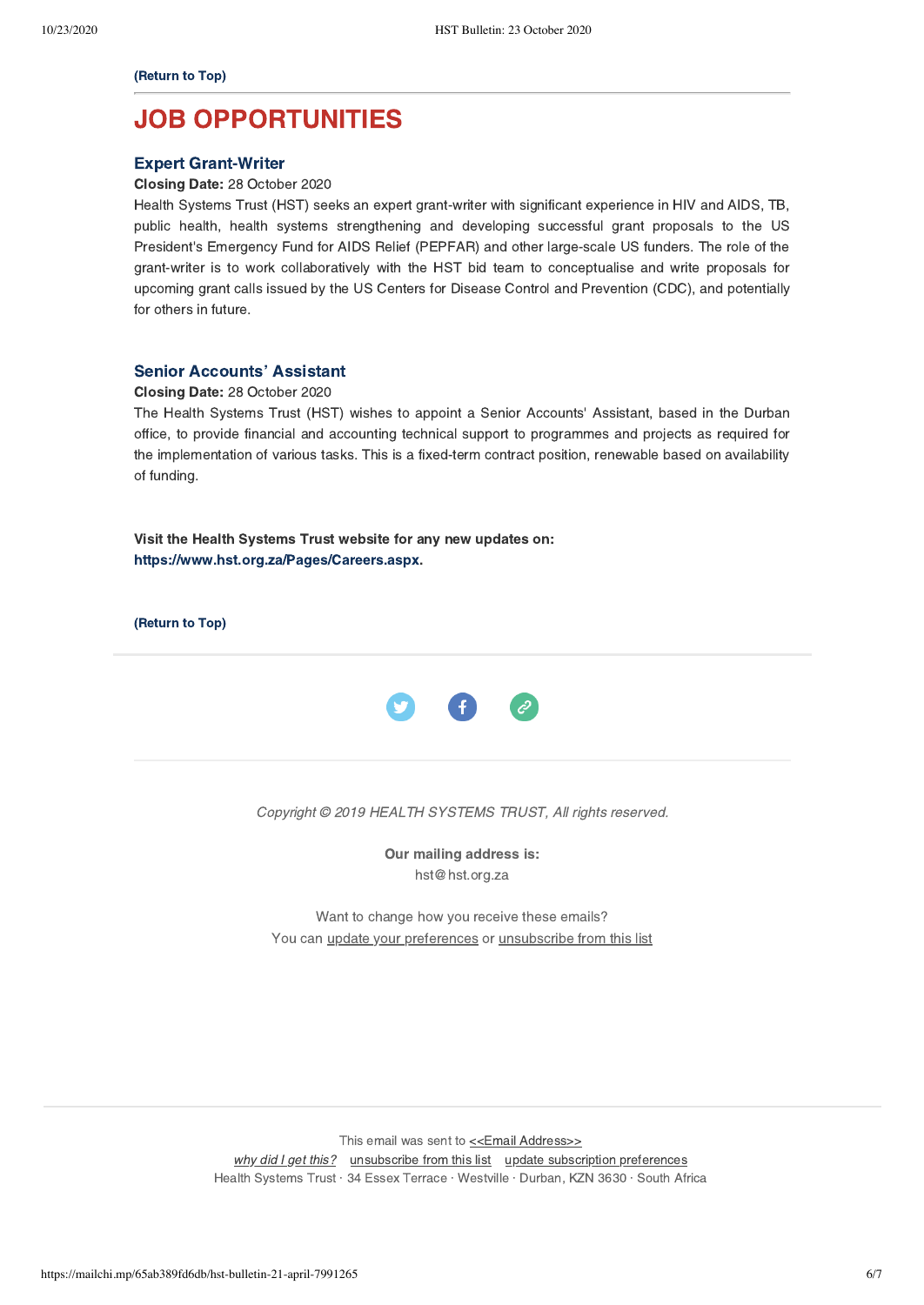**(Return to Top)**

# JOB OPPORTUNITIES

### Expert Grant-Writer

**Closing Date:** 28 October 2020

Health Systems Trust (HST) seeks an expert grant-writer with significant experience in HIV and AIDS, TB, public health, health systems strengthening and developing successful grant proposals to the US President's Emergency Fund for AIDS Relief (PEPFAR) and other large-scale US funders. The role of the grant-writer is to work collaboratively with the HST bid team to conceptualise and write proposals for upcoming grant calls issued by the US Centers for Disease Control and Prevention (CDC), and potentially for others in future.

### Senior Accounts' Assistant

**Closing Date:** 28 October 2020

The Health Systems Trust (HST) wishes to appoint a Senior Accounts' Assistant, based in the Durban office, to provide financial and accounting technical support to programmes and projects as required for the implementation of various tasks. This is a fixed-term contract position, renewable based on availability of funding.

**Visit the Health Systems Trust website for any new updates on: https://www.hst.org.za/Pages/Careers.aspx.**

**(Return to Top)**

*Copyright © 2019 HEALTH SYSTEMS TRUST, All rights reserved.*

**Our mailing address is:**
hst@hst.org.za

Want to change how you receive these emails?
You can update your preferences or unsubscribe from this list

This email was sent to <<Email Address>>
*why did I get this?* unsubscribe from this list update subscription preferences
Health Systems Trust · 34 Essex Terrace · Westville · Durban, KZN 3630 · South Africa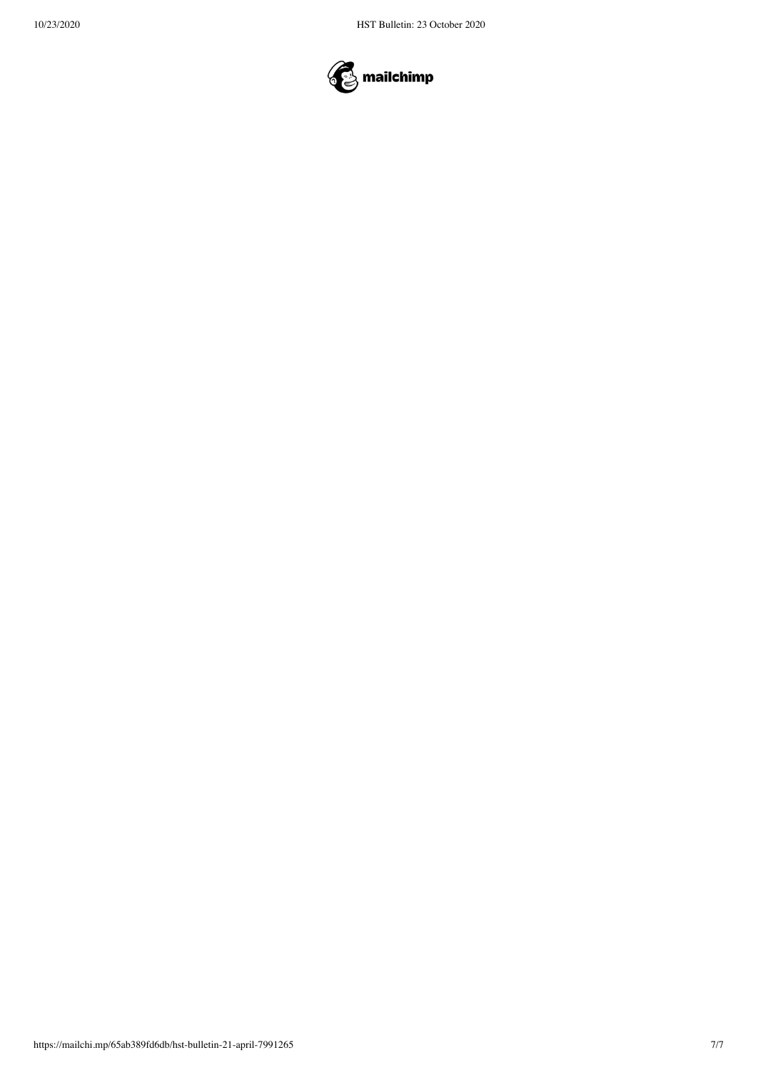mailchimp